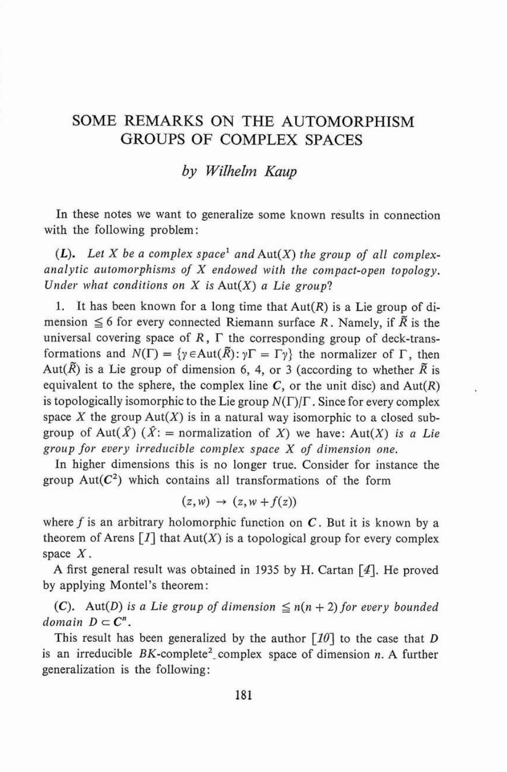# SOME REMARKS ON THE AUTOMORPHISM GROUPS OF COMPLEX SPACES

### *by Wilhelm Kaup*

In these notes we want to generalize some known results in connection with the following problem:

**(*L*).** *Let $X$ be a complex space*[1] *and* $\mathrm{Aut}(X)$ *the group of all complex-analytic automorphisms of $X$ endowed with the compact-open topology. Under what conditions on $X$ is* $\mathrm{Aut}(X)$ *a Lie group?*

1. It has been known for a long time that $\mathrm{Aut}(R)$ is a Lie group of dimension $\leqq 6$ for every connected Riemann surface $R$. Namely, if $\tilde{R}$ is the universal covering space of $R$, $\Gamma$ the corresponding group of deck-transformations and $N(\Gamma) = \{\gamma \in \mathrm{Aut}(\tilde{R}) : \gamma\Gamma = \Gamma\gamma\}$ the normalizer of $\Gamma$, then $\mathrm{Aut}(\tilde{R})$ is a Lie group of dimension 6, 4, or 3 (according to whether $\tilde{R}$ is equivalent to the sphere, the complex line $\boldsymbol{C}$, or the unit disc) and $\mathrm{Aut}(R)$ is topologically isomorphic to the Lie group $N(\Gamma)/\Gamma$. Since for every complex space $X$ the group $\mathrm{Aut}(X)$ is in a natural way isomorphic to a closed subgroup of $\mathrm{Aut}(\hat{X})$ ($\hat{X}$: = normalization of $X$) we have: *$\mathrm{Aut}(X)$ is a Lie group for every irreducible complex space $X$ of dimension one.*

In higher dimensions this is no longer true. Consider for instance the group $\mathrm{Aut}(\boldsymbol{C}^2)$ which contains all transformations of the form

$$(z, w) \to (z, w + f(z))$$

where $f$ is an arbitrary holomorphic function on $\boldsymbol{C}$. But it is known by a theorem of Arens [1] that $\mathrm{Aut}(X)$ is a topological group for every complex space $X$.

A first general result was obtained in 1935 by H. Cartan [4]. He proved by applying Montel's theorem:

**(*C*).** $\mathrm{Aut}(D)$ *is a Lie group of dimension $\leqq n(n+2)$ for every bounded domain $D \subset \boldsymbol{C}^n$.*

This result has been generalized by the author [10] to the case that $D$ is an irreducible $BK$-complete[2] complex space of dimension $n$. A further generalization is the following: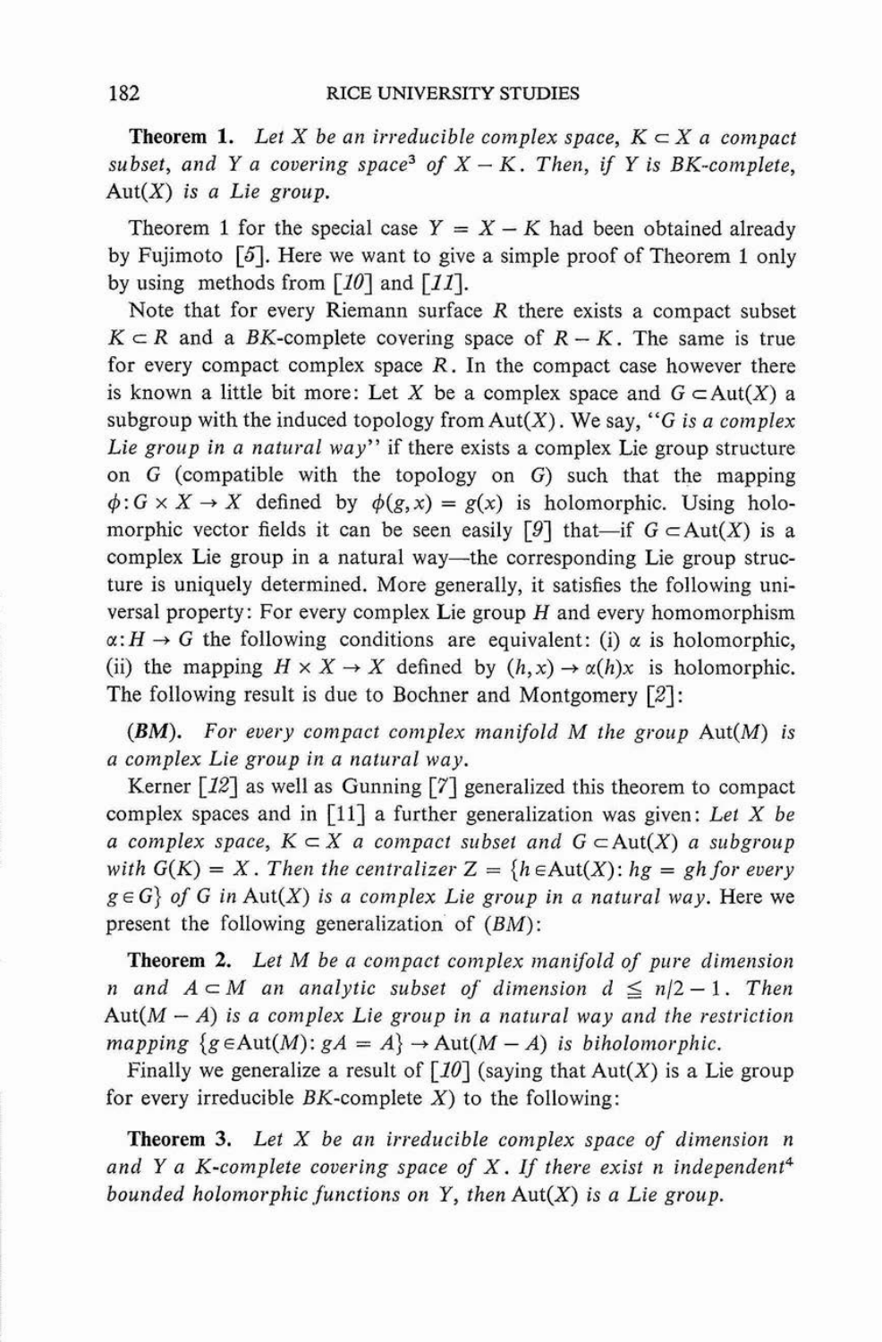**Theorem 1.** *Let $X$ be an irreducible complex space, $K \subset X$ a compact subset, and $Y$ a covering space*[3] *of $X - K$. Then, if $Y$ is BK-complete, $\operatorname{Aut}(X)$ is a Lie group.*

Theorem 1 for the special case $Y = X - K$ had been obtained already by Fujimoto [5]. Here we want to give a simple proof of Theorem 1 only by using methods from [10] and [11].

Note that for every Riemann surface $R$ there exists a compact subset $K \subset R$ and a $BK$-complete covering space of $R - K$. The same is true for every compact complex space $R$. In the compact case however there is known a little bit more: Let $X$ be a complex space and $G \subset \operatorname{Aut}(X)$ a subgroup with the induced topology from $\operatorname{Aut}(X)$. We say, "*$G$ is a complex Lie group in a natural way*" if there exists a complex Lie group structure on $G$ (compatible with the topology on $G$) such that the mapping $\phi: G \times X \to X$ defined by $\phi(g, x) = g(x)$ is holomorphic. Using holomorphic vector fields it can be seen easily [9] that—if $G \subset \operatorname{Aut}(X)$ is a complex Lie group in a natural way—the corresponding Lie group structure is uniquely determined. More generally, it satisfies the following universal property: For every complex Lie group $H$ and every homomorphism $\alpha: H \to G$ the following conditions are equivalent: (i) $\alpha$ is holomorphic, (ii) the mapping $H \times X \to X$ defined by $(h, x) \to \alpha(h)x$ is holomorphic. The following result is due to Bochner and Montgomery [2]:

***(BM).*** *For every compact complex manifold $M$ the group $\operatorname{Aut}(M)$ is a complex Lie group in a natural way.*

Kerner [12] as well as Gunning [7] generalized this theorem to compact complex spaces and in [11] a further generalization was given: *Let $X$ be a complex space, $K \subset X$ a compact subset and $G \subset \operatorname{Aut}(X)$ a subgroup with $G(K) = X$. Then the centralizer $Z = \{h \in \operatorname{Aut}(X): hg = gh \text{ for every } g \in G\}$ of $G$ in $\operatorname{Aut}(X)$ is a complex Lie group in a natural way.* Here we present the following generalization of *(BM)*:

**Theorem 2.** *Let $M$ be a compact complex manifold of pure dimension $n$ and $A \subset M$ an analytic subset of dimension $d \leqq n/2 - 1$. Then $\operatorname{Aut}(M - A)$ is a complex Lie group in a natural way and the restriction mapping $\{g \in \operatorname{Aut}(M): gA = A\} \to \operatorname{Aut}(M - A)$ is biholomorphic.*

Finally we generalize a result of [10] (saying that $\operatorname{Aut}(X)$ is a Lie group for every irreducible $BK$-complete $X$) to the following:

**Theorem 3.** *Let $X$ be an irreducible complex space of dimension $n$ and $Y$ a $K$-complete covering space of $X$. If there exist $n$ independent*[4] *bounded holomorphic functions on $Y$, then $\operatorname{Aut}(X)$ is a Lie group.*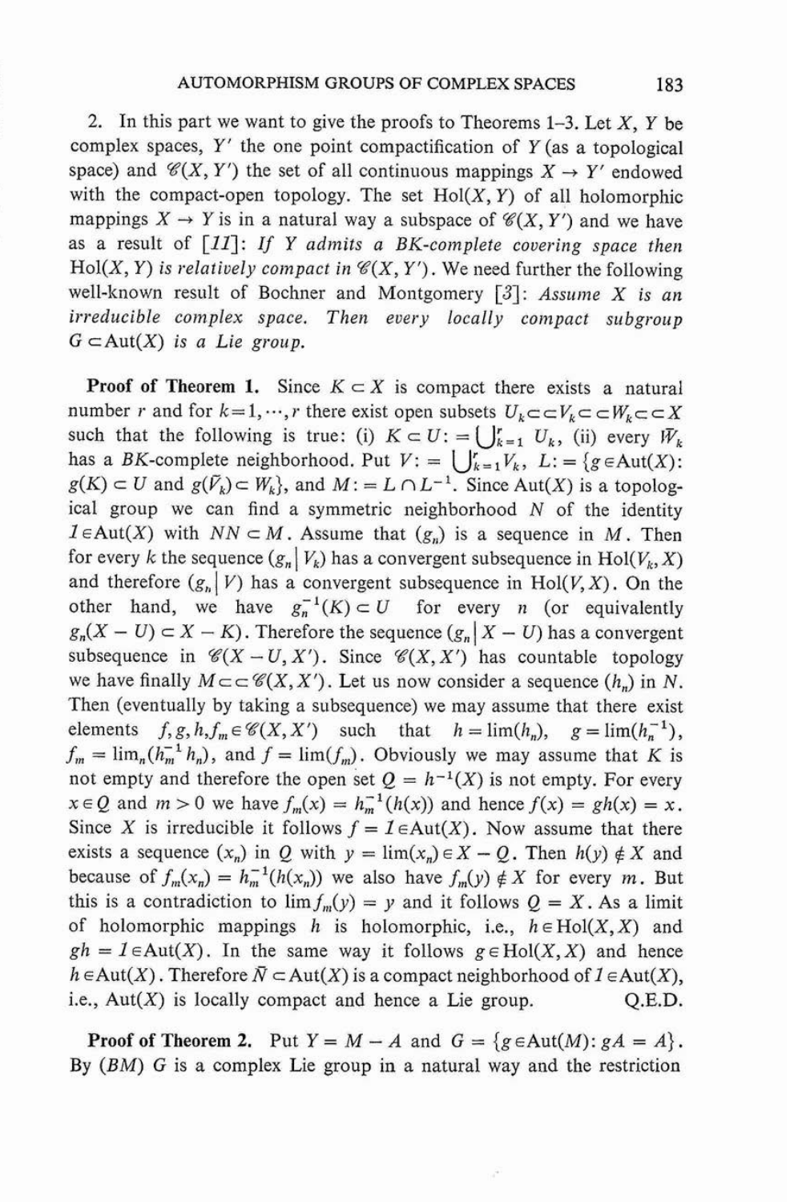2. In this part we want to give the proofs to Theorems 1–3. Let $X$, $Y$ be complex spaces, $Y'$ the one point compactification of $Y$ (as a topological space) and $\mathscr{C}(X, Y')$ the set of all continuous mappings $X \to Y'$ endowed with the compact-open topology. The set $\mathrm{Hol}(X, Y)$ of all holomorphic mappings $X \to Y$ is in a natural way a subspace of $\mathscr{C}(X, Y')$ and we have as a result of [11]: *If $Y$ admits a BK-complete covering space then $\mathrm{Hol}(X, Y)$ is relatively compact in $\mathscr{C}(X, Y')$*. We need further the following well-known result of Bochner and Montgomery [3]: *Assume $X$ is an irreducible complex space. Then every locally compact subgroup $G \subset \mathrm{Aut}(X)$ is a Lie group.*

**Proof of Theorem 1.** Since $K \subset X$ is compact there exists a natural number $r$ and for $k = 1, \cdots, r$ there exist open subsets $U_k \subset\subset V_k \subset\subset W_k \subset\subset X$ such that the following is true: (i) $K \subset U := \bigcup_{k=1}^{r} U_k$, (ii) every $\bar{W}_k$ has a $BK$-complete neighborhood. Put $V := \bigcup_{k=1}^{r} V_k$, $L := \{g \in \mathrm{Aut}(X): g(K) \subset U$ and $g(\bar{V}_k) \subset W_k\}$, and $M := L \cap L^{-1}$. Since $\mathrm{Aut}(X)$ is a topological group we can find a symmetric neighborhood $N$ of the identity $1 \in \mathrm{Aut}(X)$ with $NN \subset M$. Assume that $(g_n)$ is a sequence in $M$. Then for every $k$ the sequence $(g_n | V_k)$ has a convergent subsequence in $\mathrm{Hol}(V_k, X)$ and therefore $(g_n | V)$ has a convergent subsequence in $\mathrm{Hol}(V, X)$. On the other hand, we have $g_n^{-1}(K) \subset U$ for every $n$ (or equivalently $g_n(X - U) \subset X - K$). Therefore the sequence $(g_n | X - U)$ has a convergent subsequence in $\mathscr{C}(X - U, X')$. Since $\mathscr{C}(X, X')$ has countable topology we have finally $M \subset\subset \mathscr{C}(X, X')$. Let us now consider a sequence $(h_n)$ in $N$. Then (eventually by taking a subsequence) we may assume that there exist elements $f, g, h, f_m \in \mathscr{C}(X, X')$ such that $h = \lim(h_n)$, $g = \lim(h_n^{-1})$, $f_m = \lim_n(h_m^{-1} h_n)$, and $f = \lim(f_m)$. Obviously we may assume that $K$ is not empty and therefore the open set $Q = h^{-1}(X)$ is not empty. For every $x \in Q$ and $m > 0$ we have $f_m(x) = h_m^{-1}(h(x))$ and hence $f(x) = gh(x) = x$. Since $X$ is irreducible it follows $f = 1 \in \mathrm{Aut}(X)$. Now assume that there exists a sequence $(x_n)$ in $Q$ with $y = \lim(x_n) \in X - Q$. Then $h(y) \notin X$ and because of $f_m(x_n) = h_m^{-1}(h(x_n))$ we also have $f_m(y) \notin X$ for every $m$. But this is a contradiction to $\lim f_m(y) = y$ and it follows $Q = X$. As a limit of holomorphic mappings $h$ is holomorphic, i.e., $h \in \mathrm{Hol}(X, X)$ and $gh = 1 \in \mathrm{Aut}(X)$. In the same way it follows $g \in \mathrm{Hol}(X, X)$ and hence $h \in \mathrm{Aut}(X)$. Therefore $\bar{N} \subset \mathrm{Aut}(X)$ is a compact neighborhood of $1 \in \mathrm{Aut}(X)$, i.e., $\mathrm{Aut}(X)$ is locally compact and hence a Lie group. Q.E.D.

**Proof of Theorem 2.** Put $Y = M - A$ and $G = \{g \in \mathrm{Aut}(M): gA = A\}$. By $(BM)$ $G$ is a complex Lie group in a natural way and the restriction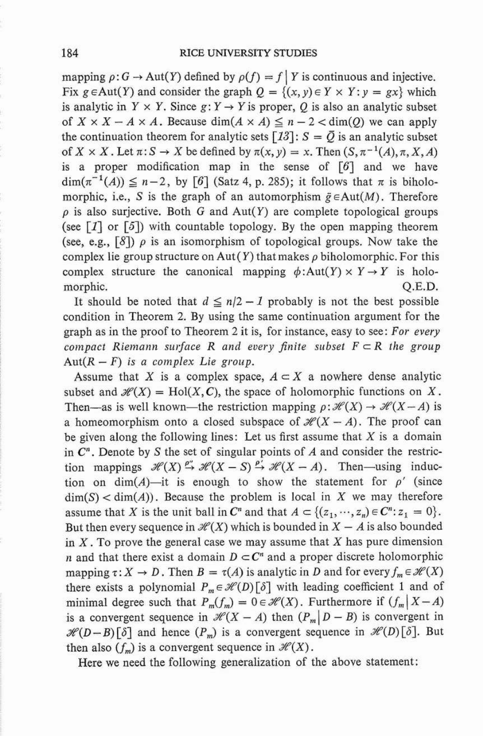mapping $\rho: G \to \mathrm{Aut}(Y)$ defined by $\rho(f) = f \mid Y$ is continuous and injective. Fix $g \in \mathrm{Aut}(Y)$ and consider the graph $Q = \{(x, y) \in Y \times Y : y = gx\}$ which is analytic in $Y \times Y$. Since $g: Y \to Y$ is proper, $Q$ is also an analytic subset of $X \times X - A \times A$. Because $\dim(A \times A) \leq n - 2 < \dim(Q)$ we can apply the continuation theorem for analytic sets [13]: $S = \bar{Q}$ is an analytic subset of $X \times X$. Let $\pi: S \to X$ be defined by $\pi(x, y) = x$. Then $(S, \pi^{-1}(A), \pi, X, A)$ is a proper modification map in the sense of [6] and we have $\dim(\pi^{-1}(A)) \leq n-2$, by [6] (Satz 4, p. 285); it follows that $\pi$ is biholomorphic, i.e., $S$ is the graph of an automorphism $\bar{g} \in \mathrm{Aut}(M)$. Therefore $\rho$ is also surjective. Both $G$ and $\mathrm{Aut}(Y)$ are complete topological groups (see [1] or [5]) with countable topology. By the open mapping theorem (see, e.g., [8]) $\rho$ is an isomorphism of topological groups. Now take the complex lie group structure on $\mathrm{Aut}(Y)$ that makes $\rho$ biholomorphic. For this complex structure the canonical mapping $\phi: \mathrm{Aut}(Y) \times Y \to Y$ is holomorphic. Q.E.D.

It should be noted that $d \leq n/2 - 1$ probably is not the best possible condition in Theorem 2. By using the same continuation argument for the graph as in the proof to Theorem 2 it is, for instance, easy to see: *For every compact Riemann surface $R$ and every finite subset $F \subset R$ the group* $\mathrm{Aut}(R - F)$ *is a complex Lie group.*

Assume that $X$ is a complex space, $A \subset X$ a nowhere dense analytic subset and $\mathscr{H}(X) = \mathrm{Hol}(X, \mathbf{C})$, the space of holomorphic functions on $X$. Then—as is well known—the restriction mapping $\rho: \mathscr{H}(X) \to \mathscr{H}(X - A)$ is a homeomorphism onto a closed subspace of $\mathscr{H}(X - A)$. The proof can be given along the following lines: Let us first assume that $X$ is a domain in $\mathbf{C}^n$. Denote by $S$ the set of singular points of $A$ and consider the restriction mappings $\mathscr{H}(X) \overset{\rho''}{\hookrightarrow} \mathscr{H}(X - S) \overset{\rho'}{\hookrightarrow} \mathscr{H}(X - A)$. Then—using induction on $\dim(A)$—it is enough to show the statement for $\rho'$ (since $\dim(S) < \dim(A)$). Because the problem is local in $X$ we may therefore assume that $X$ is the unit ball in $\mathbf{C}^n$ and that $A \subset \{(z_1, \cdots, z_n) \in \mathbf{C}^n : z_1 = 0\}$. But then every sequence in $\mathscr{H}(X)$ which is bounded in $X - A$ is also bounded in $X$. To prove the general case we may assume that $X$ has pure dimension $n$ and that there exist a domain $D \subset \mathbf{C}^n$ and a proper discrete holomorphic mapping $\tau: X \to D$. Then $B = \tau(A)$ is analytic in $D$ and for every $f_m \in \mathscr{H}(X)$ there exists a polynomial $P_m \in \mathscr{H}(D)[\delta]$ with leading coefficient 1 and of minimal degree such that $P_m(f_m) = 0 \in \mathscr{H}(X)$. Furthermore if $(f_m \mid X - A)$ is a convergent sequence in $\mathscr{H}(X - A)$ then $(P_m \mid D - B)$ is convergent in $\mathscr{H}(D - B)[\delta]$ and hence $(P_m)$ is a convergent sequence in $\mathscr{H}(D)[\delta]$. But then also $(f_m)$ is a convergent sequence in $\mathscr{H}(X)$.

Here we need the following generalization of the above statement: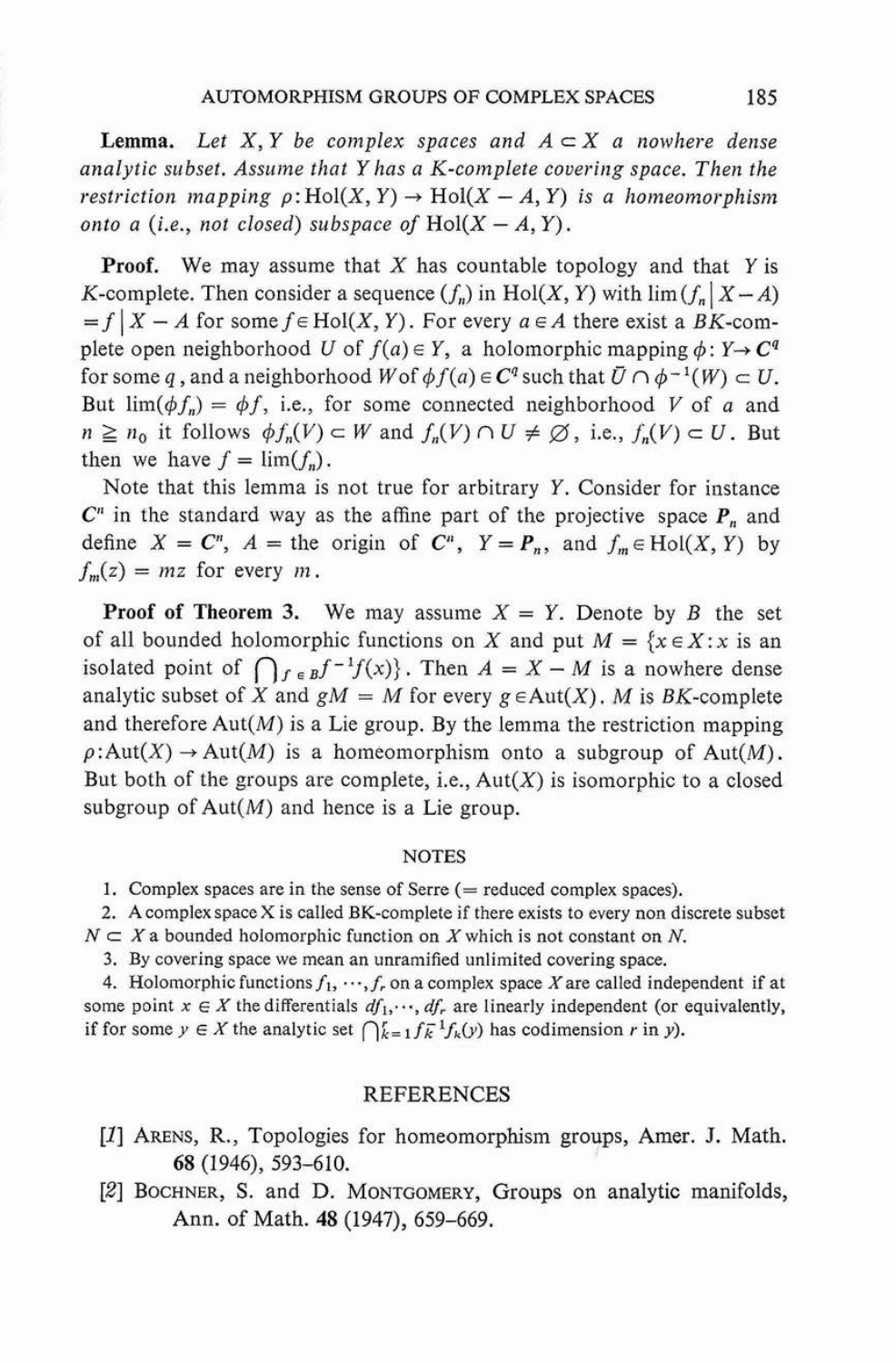**Lemma.** *Let $X, Y$ be complex spaces and $A \subset X$ a nowhere dense analytic subset. Assume that $Y$ has a $K$-complete covering space. Then the restriction mapping $\rho : \operatorname{Hol}(X, Y) \to \operatorname{Hol}(X - A, Y)$ is a homeomorphism onto a (i.e., not closed) subspace of $\operatorname{Hol}(X - A, Y)$.*

**Proof.** We may assume that $X$ has countable topology and that $Y$ is $K$-complete. Then consider a sequence $(f_n)$ in $\operatorname{Hol}(X, Y)$ with $\lim(f_n \mid X - A) = f \mid X - A$ for some $f \in \operatorname{Hol}(X, Y)$. For every $a \in A$ there exist a $BK$-complete open neighborhood $U$ of $f(a) \in Y$, a holomorphic mapping $\phi : Y \to \mathbf{C}^q$ for some $q$, and a neighborhood $W$ of $\phi f(a) \in \mathbf{C}^q$ such that $\bar{U} \cap \phi^{-1}(W) \subset U$. But $\lim(\phi f_n) = \phi f$, i.e., for some connected neighborhood $V$ of $a$ and $n \geqq n_0$ it follows $\phi f_n(V) \subset W$ and $f_n(V) \cap U \neq \varnothing$, i.e., $f_n(V) \subset U$. But then we have $f = \lim(f_n)$.

Note that this lemma is not true for arbitrary $Y$. Consider for instance $\mathbf{C}^n$ in the standard way as the affine part of the projective space $\mathbf{P}_n$ and define $X = \mathbf{C}^n$, $A =$ the origin of $\mathbf{C}^n$, $Y = \mathbf{P}_n$, and $f_m \in \operatorname{Hol}(X, Y)$ by $f_m(z) = mz$ for every $m$.

**Proof of Theorem 3.** We may assume $X = Y$. Denote by $B$ the set of all bounded holomorphic functions on $X$ and put $M = \{x \in X : x \text{ is an isolated point of } \bigcap_{f \in B} f^{-1}f(x)\}$. Then $A = X - M$ is a nowhere dense analytic subset of $X$ and $gM = M$ for every $g \in \operatorname{Aut}(X)$. $M$ is $BK$-complete and therefore $\operatorname{Aut}(M)$ is a Lie group. By the lemma the restriction mapping $\rho : \operatorname{Aut}(X) \to \operatorname{Aut}(M)$ is a homeomorphism onto a subgroup of $\operatorname{Aut}(M)$. But both of the groups are complete, i.e., $\operatorname{Aut}(X)$ is isomorphic to a closed subgroup of $\operatorname{Aut}(M)$ and hence is a Lie group.

## NOTES

1. Complex spaces are in the sense of Serre (= reduced complex spaces).
2. A complex space X is called BK-complete if there exists to every non discrete subset $N \subset X$ a bounded holomorphic function on $X$ which is not constant on $N$.
3. By covering space we mean an unramified unlimited covering space.
4. Holomorphic functions $f_1, \cdots, f_r$ on a complex space $X$ are called independent if at some point $x \in X$ the differentials $df_1, \cdots, df_r$ are linearly independent (or equivalently, if for some $y \in X$ the analytic set $\bigcap_{k=1}^{r} f_k^{-1} f_k(y)$ has codimension $r$ in $y$).

## REFERENCES

[1] Arens, R., Topologies for homeomorphism groups, Amer. J. Math. **68** (1946), 593–610.

[2] Bochner, S. and D. Montgomery, Groups on analytic manifolds, Ann. of Math. **48** (1947), 659–669.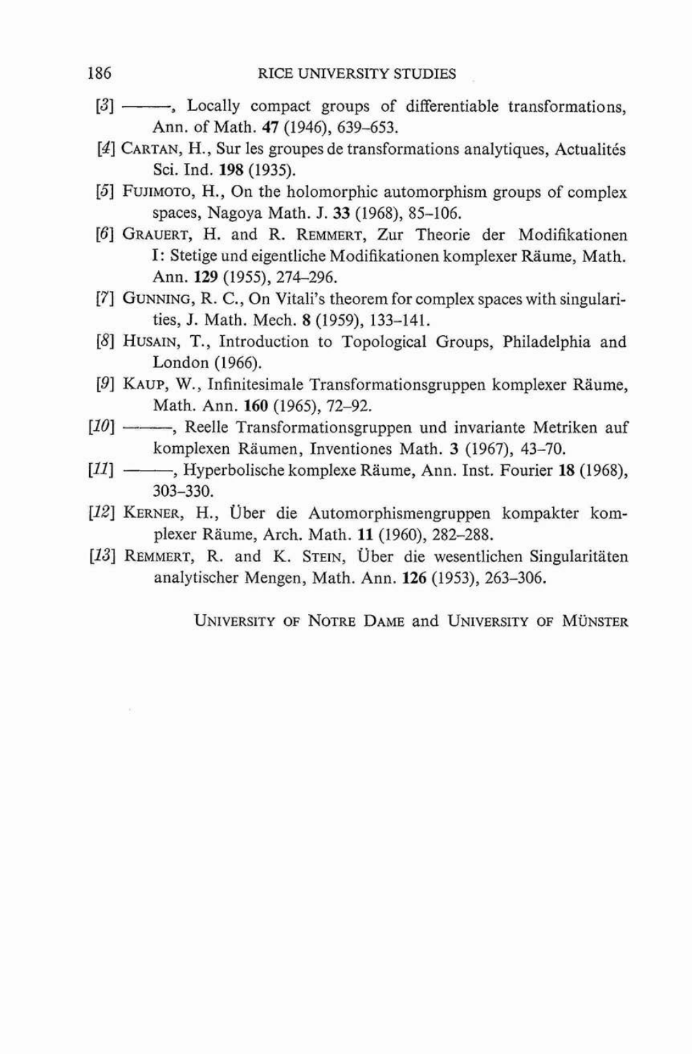[3] ———, Locally compact groups of differentiable transformations, Ann. of Math. **47** (1946), 639–653.

[4] Cartan, H., Sur les groupes de transformations analytiques, Actualités Sci. Ind. **198** (1935).

[5] Fujimoto, H., On the holomorphic automorphism groups of complex spaces, Nagoya Math. J. **33** (1968), 85–106.

[6] Grauert, H. and R. Remmert, Zur Theorie der Modifikationen I: Stetige und eigentliche Modifikationen komplexer Räume, Math. Ann. **129** (1955), 274–296.

[7] Gunning, R. C., On Vitali's theorem for complex spaces with singularities, J. Math. Mech. **8** (1959), 133–141.

[8] Husain, T., Introduction to Topological Groups, Philadelphia and London (1966).

[9] Kaup, W., Infinitesimale Transformationsgruppen komplexer Räume, Math. Ann. **160** (1965), 72–92.

[10] ———, Reelle Transformationsgruppen und invariante Metriken auf komplexen Räumen, Inventiones Math. **3** (1967), 43–70.

[11] ———, Hyperbolische komplexe Räume, Ann. Inst. Fourier **18** (1968), 303–330.

[12] Kerner, H., Über die Automorphismengruppen kompakter komplexer Räume, Arch. Math. **11** (1960), 282–288.

[13] Remmert, R. and K. Stein, Über die wesentlichen Singularitäten analytischer Mengen, Math. Ann. **126** (1953), 263–306.

University of Notre Dame and University of Münster